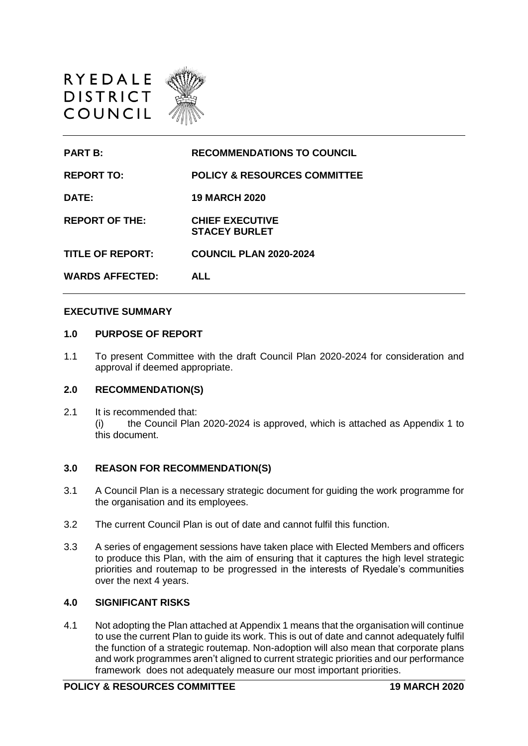RYEDALE DISTRICT COUNCIL

| | |
|---|---|
| **PART B:** | **RECOMMENDATIONS TO COUNCIL** |
| **REPORT TO:** | **POLICY & RESOURCES COMMITTEE** |
| **DATE:** | **19 MARCH 2020** |
| **REPORT OF THE:** | **CHIEF EXECUTIVE STACEY BURLET** |
| **TITLE OF REPORT:** | **COUNCIL PLAN 2020-2024** |
| **WARDS AFFECTED:** | **ALL** |

## EXECUTIVE SUMMARY

### 1.0 PURPOSE OF REPORT

1.1 To present Committee with the draft Council Plan 2020-2024 for consideration and approval if deemed appropriate.

### 2.0 RECOMMENDATION(S)

2.1 It is recommended that:
(i) the Council Plan 2020-2024 is approved, which is attached as Appendix 1 to this document.

### 3.0 REASON FOR RECOMMENDATION(S)

3.1 A Council Plan is a necessary strategic document for guiding the work programme for the organisation and its employees.

3.2 The current Council Plan is out of date and cannot fulfil this function.

3.3 A series of engagement sessions have taken place with Elected Members and officers to produce this Plan, with the aim of ensuring that it captures the high level strategic priorities and routemap to be progressed in the interests of Ryedale's communities over the next 4 years.

### 4.0 SIGNIFICANT RISKS

4.1 Not adopting the Plan attached at Appendix 1 means that the organisation will continue to use the current Plan to guide its work. This is out of date and cannot adequately fulfil the function of a strategic routemap. Non-adoption will also mean that corporate plans and work programmes aren't aligned to current strategic priorities and our performance framework does not adequately measure our most important priorities.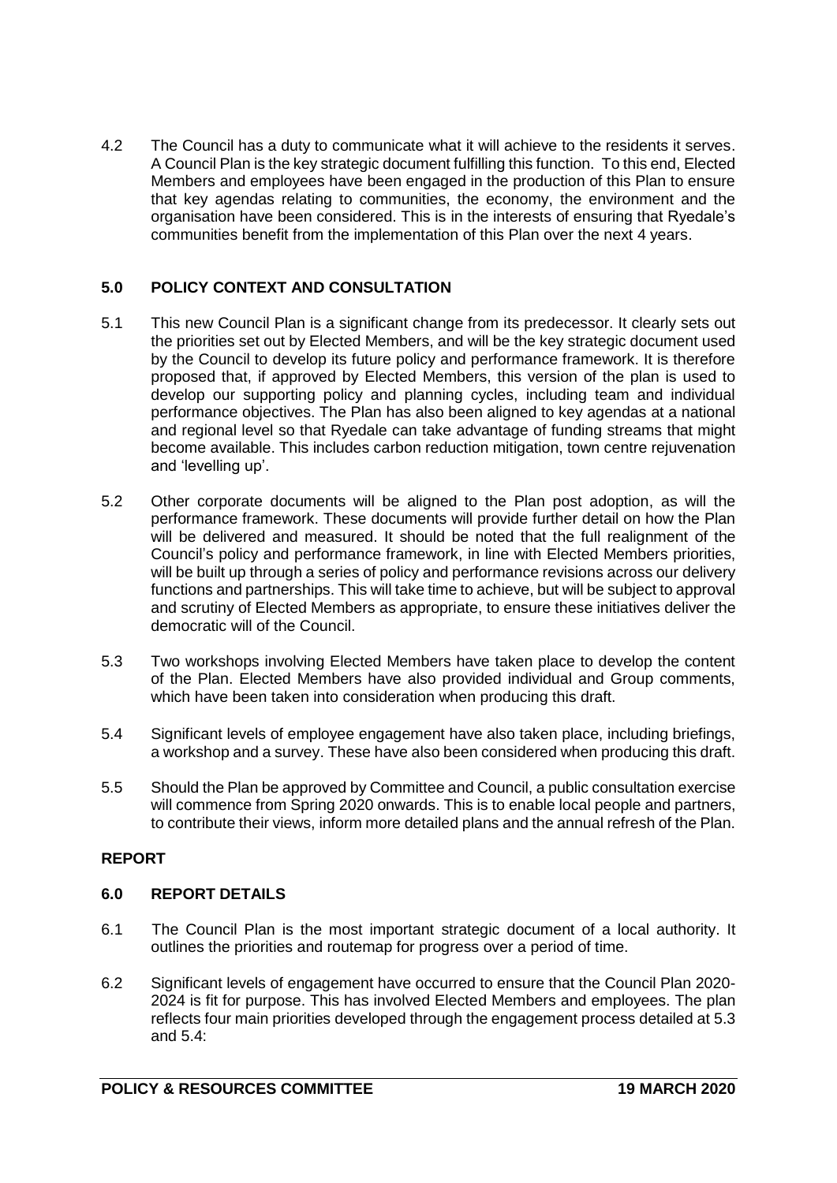4.2 The Council has a duty to communicate what it will achieve to the residents it serves. A Council Plan is the key strategic document fulfilling this function. To this end, Elected Members and employees have been engaged in the production of this Plan to ensure that key agendas relating to communities, the economy, the environment and the organisation have been considered. This is in the interests of ensuring that Ryedale's communities benefit from the implementation of this Plan over the next 4 years.

## 5.0 POLICY CONTEXT AND CONSULTATION

5.1 This new Council Plan is a significant change from its predecessor. It clearly sets out the priorities set out by Elected Members, and will be the key strategic document used by the Council to develop its future policy and performance framework. It is therefore proposed that, if approved by Elected Members, this version of the plan is used to develop our supporting policy and planning cycles, including team and individual performance objectives. The Plan has also been aligned to key agendas at a national and regional level so that Ryedale can take advantage of funding streams that might become available. This includes carbon reduction mitigation, town centre rejuvenation and 'levelling up'.

5.2 Other corporate documents will be aligned to the Plan post adoption, as will the performance framework. These documents will provide further detail on how the Plan will be delivered and measured. It should be noted that the full realignment of the Council's policy and performance framework, in line with Elected Members priorities, will be built up through a series of policy and performance revisions across our delivery functions and partnerships. This will take time to achieve, but will be subject to approval and scrutiny of Elected Members as appropriate, to ensure these initiatives deliver the democratic will of the Council.

5.3 Two workshops involving Elected Members have taken place to develop the content of the Plan. Elected Members have also provided individual and Group comments, which have been taken into consideration when producing this draft.

5.4 Significant levels of employee engagement have also taken place, including briefings, a workshop and a survey. These have also been considered when producing this draft.

5.5 Should the Plan be approved by Committee and Council, a public consultation exercise will commence from Spring 2020 onwards. This is to enable local people and partners, to contribute their views, inform more detailed plans and the annual refresh of the Plan.

## REPORT

## 6.0 REPORT DETAILS

6.1 The Council Plan is the most important strategic document of a local authority. It outlines the priorities and routemap for progress over a period of time.

6.2 Significant levels of engagement have occurred to ensure that the Council Plan 2020-2024 is fit for purpose. This has involved Elected Members and employees. The plan reflects four main priorities developed through the engagement process detailed at 5.3 and 5.4: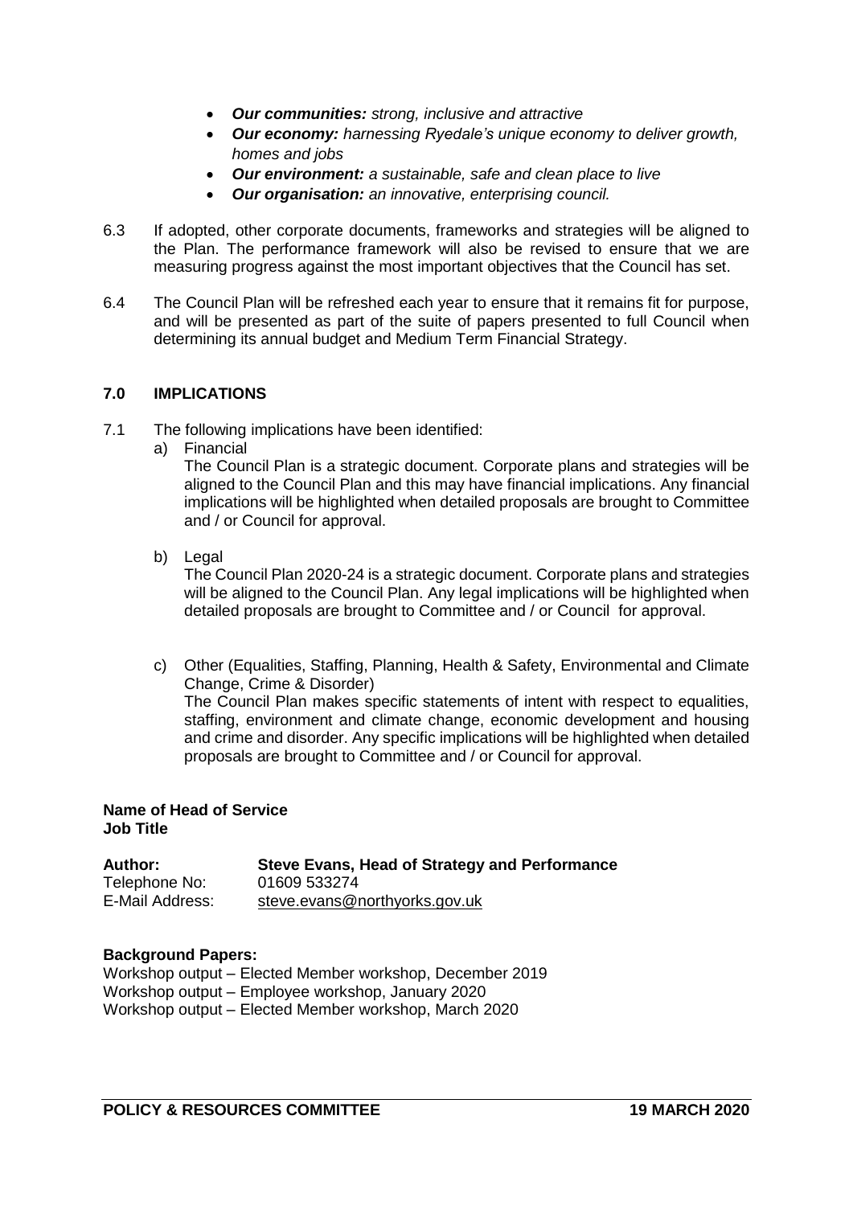- ***Our communities:*** *strong, inclusive and attractive*
- ***Our economy:*** *harnessing Ryedale's unique economy to deliver growth, homes and jobs*
- ***Our environment:*** *a sustainable, safe and clean place to live*
- ***Our organisation:*** *an innovative, enterprising council.*

6.3 If adopted, other corporate documents, frameworks and strategies will be aligned to the Plan. The performance framework will also be revised to ensure that we are measuring progress against the most important objectives that the Council has set.

6.4 The Council Plan will be refreshed each year to ensure that it remains fit for purpose, and will be presented as part of the suite of papers presented to full Council when determining its annual budget and Medium Term Financial Strategy.

## 7.0 IMPLICATIONS

7.1 The following implications have been identified:

a) Financial

The Council Plan is a strategic document. Corporate plans and strategies will be aligned to the Council Plan and this may have financial implications. Any financial implications will be highlighted when detailed proposals are brought to Committee and / or Council for approval.

b) Legal

The Council Plan 2020-24 is a strategic document. Corporate plans and strategies will be aligned to the Council Plan. Any legal implications will be highlighted when detailed proposals are brought to Committee and / or Council for approval.

c) Other (Equalities, Staffing, Planning, Health & Safety, Environmental and Climate Change, Crime & Disorder)

The Council Plan makes specific statements of intent with respect to equalities, staffing, environment and climate change, economic development and housing and crime and disorder. Any specific implications will be highlighted when detailed proposals are brought to Committee and / or Council for approval.

**Name of Head of Service**
**Job Title**

| | |
|---|---|
| **Author:** | **Steve Evans, Head of Strategy and Performance** |
| Telephone No: | 01609 533274 |
| E-Mail Address: | steve.evans@northyorks.gov.uk |

**Background Papers:**

Workshop output – Elected Member workshop, December 2019
Workshop output – Employee workshop, January 2020
Workshop output – Elected Member workshop, March 2020